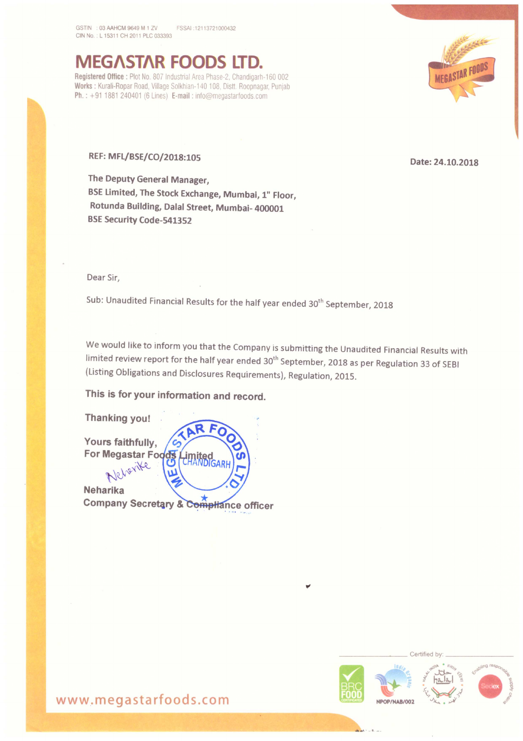GSTIN : 03 AAHCM 9649 M 1 ZV FSSAI :12113721000432
CIN No. : L 15311 CH 2011 PLC 033393

# MEGASTAR FOODS LTD.

**Registered Office :** Plot No. 807 Industrial Area Phase-2, Chandigarh-160 002
**Works :** Kurali-Ropar Road, Village Solkhian-140 108, Distt. Roopnagar, Punjab
**Ph. :** +91 1881 240401 (6 Lines) **E-mail :** info@megastarfoods.com

**REF: MFL/BSE/CO/2018:105** **Date: 24.10.2018**

**The Deputy General Manager,**
**BSE Limited, The Stock Exchange, Mumbai, 1" Floor,**
**Rotunda Building, Dalal Street, Mumbai- 400001**
**BSE Security Code-541352**

Dear Sir,

Sub: Unaudited Financial Results for the half year ended 30th September, 2018

We would like to inform you that the Company is submitting the Unaudited Financial Results with limited review report for the half year ended 30th September, 2018 as per Regulation 33 of SEBI (Listing Obligations and Disclosures Requirements), Regulation, 2015.

**This is for your information and record.**

**Thanking you!**

**Yours faithfully,**
**For Megastar Foods Limited**

Neharika

**Neharika**
**Company Secretary & Compliance officer**

Certified by:

NPOP/NAB/002

www.megastarfoods.com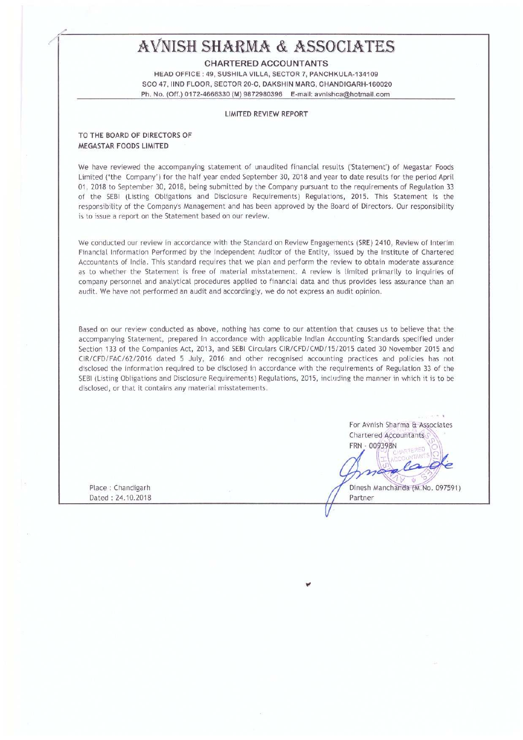# AVNISH SHARMA & ASSOCIATES

**CHARTERED ACCOUNTANTS**

HEAD OFFICE : 49, SUSHILA VILLA, SECTOR 7, PANCHKULA-134109
SCO 47, IIND FLOOR, SECTOR 20-C, DAKSHIN MARG, CHANDIGARH-160020
Ph. No. (Off.) 0172-4666330 (M) 9872980396 E-mail: avnishca@hotmail.com

## LIMITED REVIEW REPORT

TO THE BOARD OF DIRECTORS OF
MEGASTAR FOODS LIMITED

We have reviewed the accompanying statement of unaudited financial results ('Statement') of Megastar Foods Limited ('the Company') for the half year ended September 30, 2018 and year to date results for the period April 01, 2018 to September 30, 2018, being submitted by the Company pursuant to the requirements of Regulation 33 of the SEBI (Listing Obligations and Disclosure Requirements) Regulations, 2015. This Statement is the responsibility of the Company's Management and has been approved by the Board of Directors. Our responsibility is to issue a report on the Statement based on our review.

We conducted our review in accordance with the Standard on Review Engagements (SRE) 2410, Review of Interim Financial Information Performed by the Independent Auditor of the Entity, issued by the Institute of Chartered Accountants of India. This standard requires that we plan and perform the review to obtain moderate assurance as to whether the Statement is free of material misstatement. A review is limited primarily to inquiries of company personnel and analytical procedures applied to financial data and thus provides less assurance than an audit. We have not performed an audit and accordingly, we do not express an audit opinion.

Based on our review conducted as above, nothing has come to our attention that causes us to believe that the accompanying Statement, prepared in accordance with applicable Indian Accounting Standards specified under Section 133 of the Companies Act, 2013, and SEBI Circulars CIR/CFD/CMD/15/2015 dated 30 November 2015 and CIR/CFD/FAC/62/2016 dated 5 July, 2016 and other recognised accounting practices and policies has not disclosed the information required to be disclosed in accordance with the requirements of Regulation 33 of the SEBI (Listing Obligations and Disclosure Requirements) Regulations, 2015, including the manner in which it is to be disclosed, or that it contains any material misstatements.

For Avnish Sharma & Associates
Chartered Accountants
FRN - 009398N

Dinesh Manchanda (M.No. 097591)
Partner

Place : Chandigarh
Dated : 24.10.2018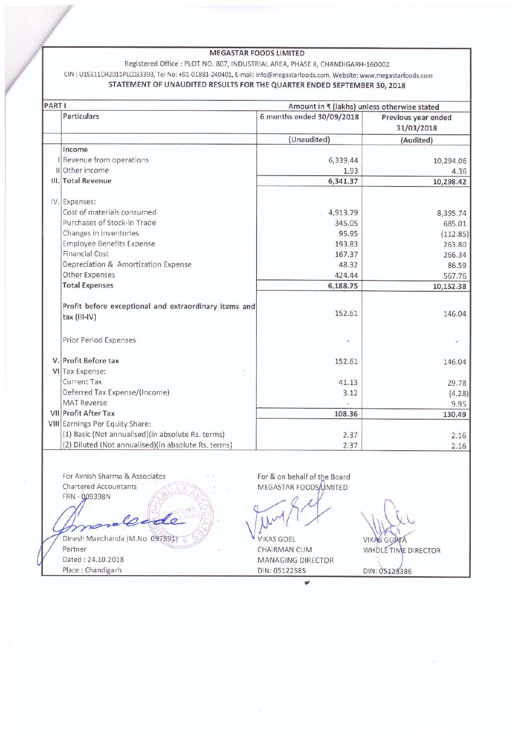# MEGASTAR FOODS LIMITED

Registered Office : PLOT NO. 807, INDUSTRIAL AREA, PHASE II, CHANDIGARH-160002

CIN : U15311CH2011PLC033393, Tel No: +91-01881-240401, E-mail: info@megastarfoods.com, Website: www.megastarfoods.com

## STATEMENT OF UNAUDITED RESULTS FOR THE QUARTER ENDED SEPTEMBER 30, 2018

| PART I | | Amount in ₹ (lakhs) unless otherwise stated | |
|---|---|---|---|
| | Particulars | 6 months ended 30/09/2018 | Previous year ended 31/03/2018 |
| | | (Unaudited) | (Audited) |
| | Income | | |
| I | Revenue from operations | 6,339.44 | 10,294.06 |
| II | Other income | 1.93 | 4.36 |
| III. | **Total Revenue** | **6,341.37** | **10,298.42** |
| IV. | Expenses: | | |
| | Cost of materials consumed | 4,913.79 | 8,395.74 |
| | Purchases of Stock-in Trade | 345.05 | 685.01 |
| | Changes in inventories | 95.95 | (112.85) |
| | Employee Benefits Expense | 193.83 | 263.80 |
| | Financial Cost | 167.37 | 266.34 |
| | Depreciation & Amortization Expense | 48.32 | 86.59 |
| | Other Expenses | 424.44 | 567.76 |
| | **Total Expenses** | **6,188.75** | **10,152.38** |
| | **Profit before exceptional and extraordinary items and tax (III-IV)** | 152.61 | 146.04 |
| | Prior Period Expenses | - | - |
| V. | **Profit Before tax** | 152.61 | 146.04 |
| VI | Tax Expense: | | |
| | Current Tax | 41.13 | 29.78 |
| | Deferred Tax Expense/(Income) | 3.12 | (4.28) |
| | MAT Reverse | - | 9.95 |
| VII | **Profit After Tax** | **108.36** | **130.49** |
| VIII | Earnings Per Equity Share: | | |
| | (1) Basic (Not annualised)(in absolute Rs. terms) | 2.37 | 2.16 |
| | (2) Diluted (Not annualised)(in absolute Rs. terms) | 2.37 | 2.16 |

For Avnish Sharma & Associates
Chartered Accountants
FRN - 009398N

Dinesh Manchanda (M.No. 097591)
Partner
Dated : 24.10.2018
Place : Chandigarh

For & on behalf of the Board
MEGASTAR FOODS LIMITED

VIKAS GOEL
CHAIRMAN CUM MANAGING DIRECTOR
DIN: 05122585

VIKAS GUPTA
WHOLE TIME DIRECTOR
DIN: 05123386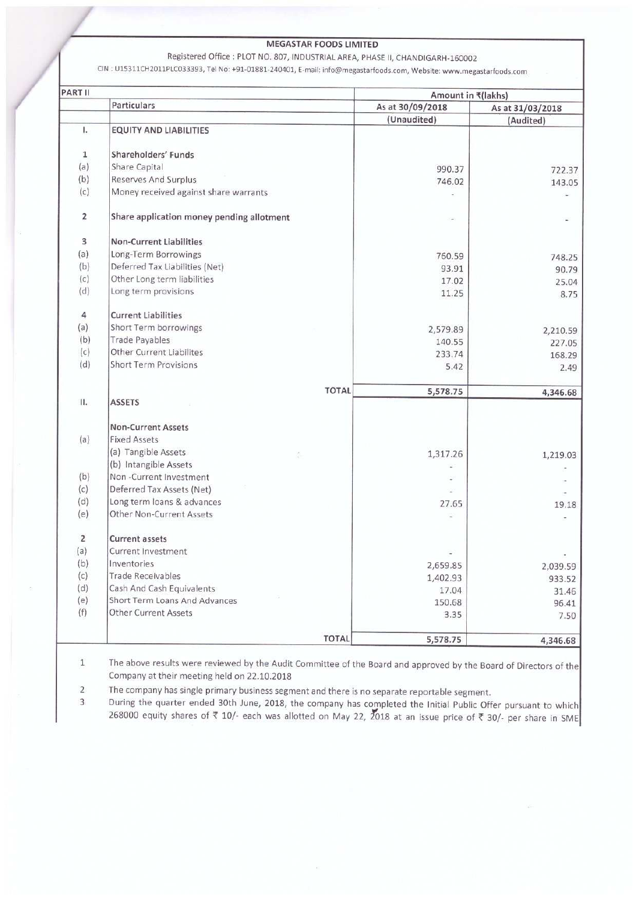**MEGASTAR FOODS LIMITED**

Registered Office : PLOT NO. 807, INDUSTRIAL AREA, PHASE II, CHANDIGARH-160002

CIN : U15311CH2011PLC033393, Tel No: +91-01881-240401, E-mail: info@megastarfoods.com, Website: www.megastarfoods.com

| PART II | | Amount in ₹(lakhs) | |
|---|---|---|---|
| | Particulars | As at 30/09/2018 | As at 31/03/2018 |
| | | (Unaudited) | (Audited) |
| I. | **EQUITY AND LIABILITIES** | | |
| 1 | **Shareholders' Funds** | | |
| (a) | Share Capital | 990.37 | 722.37 |
| (b) | Reserves And Surplus | 746.02 | 143.05 |
| (c) | Money received against share warrants | - | - |
| 2 | **Share application money pending allotment** | - | - |
| 3 | **Non-Current Liabilities** | | |
| (a) | Long-Term Borrowings | 760.59 | 748.25 |
| (b) | Deferred Tax Liabilities (Net) | 93.91 | 90.79 |
| (c) | Other Long term liabilities | 17.02 | 25.04 |
| (d) | Long term provisions | 11.25 | 8.75 |
| 4 | **Current Liabilities** | | |
| (a) | Short Term borrowings | 2,579.89 | 2,210.59 |
| (b) | Trade Payables | 140.55 | 227.05 |
| (c) | Other Current Liabilites | 233.74 | 168.29 |
| (d) | Short Term Provisions | 5.42 | 2.49 |
| | **TOTAL** | 5,578.75 | 4,346.68 |
| II. | **ASSETS** | | |
| | **Non-Current Assets** | | |
| (a) | Fixed Assets | | |
| | (a) Tangible Assets | 1,317.26 | 1,219.03 |
| | (b) Intangible Assets | - | - |
| (b) | Non -Current Investment | - | - |
| (c) | Deferred Tax Assets (Net) | - | - |
| (d) | Long term loans & advances | 27.65 | 19.18 |
| (e) | Other Non-Current Assets | - | - |
| 2 | **Current assets** | | |
| (a) | Current Investment | - | - |
| (b) | Inventories | 2,659.85 | 2,039.59 |
| (c) | Trade Receivables | 1,402.93 | 933.52 |
| (d) | Cash And Cash Equivalents | 17.04 | 31.46 |
| (e) | Short Term Loans And Advances | 150.68 | 96.41 |
| (f) | Other Current Assets | 3.35 | 7.50 |
| | **TOTAL** | 5,578.75 | 4,346.68 |

1. The above results were reviewed by the Audit Committee of the Board and approved by the Board of Directors of the Company at their meeting held on 22.10.2018
2. The company has single primary business segment and there is no separate reportable segment.
3. During the quarter ended 30th June, 2018, the company has completed the Initial Public Offer pursuant to which 268000 equity shares of ₹ 10/- each was allotted on May 22, 2018 at an issue price of ₹ 30/- per share in SME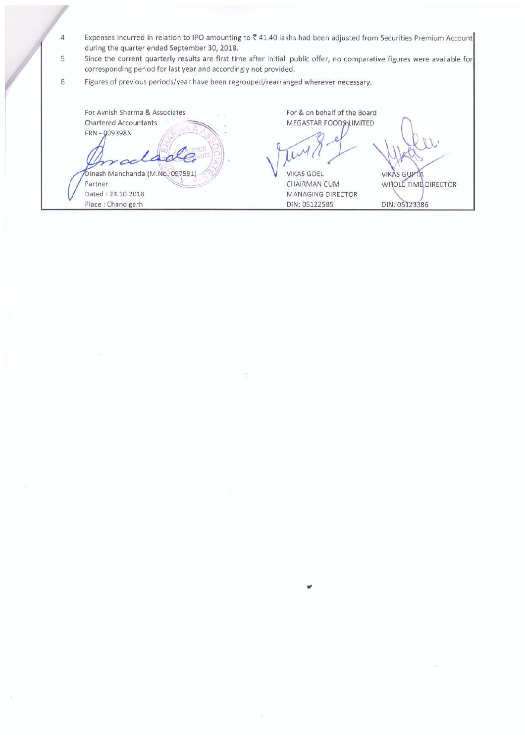4. Expenses incurred in relation to IPO amounting to ₹ 41.40 lakhs had been adjusted from Securities Premium Account during the quarter ended September 30, 2018.
5. Since the current quarterly results are first time after initial public offer, no comparative figures were available for corresponding period for last year and accordingly not provided.
6. Figures of previous periods/year have been regrouped/rearranged wherever necessary.

| | | |
|---|---|---|
| For Avnish Sharma & Associates<br>Chartered Accountants<br>FRN - 009398N | For & on behalf of the Board<br>MEGASTAR FOODS LIMITED | |
| Dinesh Manchanda (M.No. 097591)<br>Partner<br>Dated : 24.10.2018<br>Place : Chandigarh | VIKAS GOEL<br>CHAIRMAN CUM<br>MANAGING DIRECTOR<br>DIN: 05122585 | VIKAS GUPTA<br>WHOLE TIME DIRECTOR<br>DIN: 05123386 |